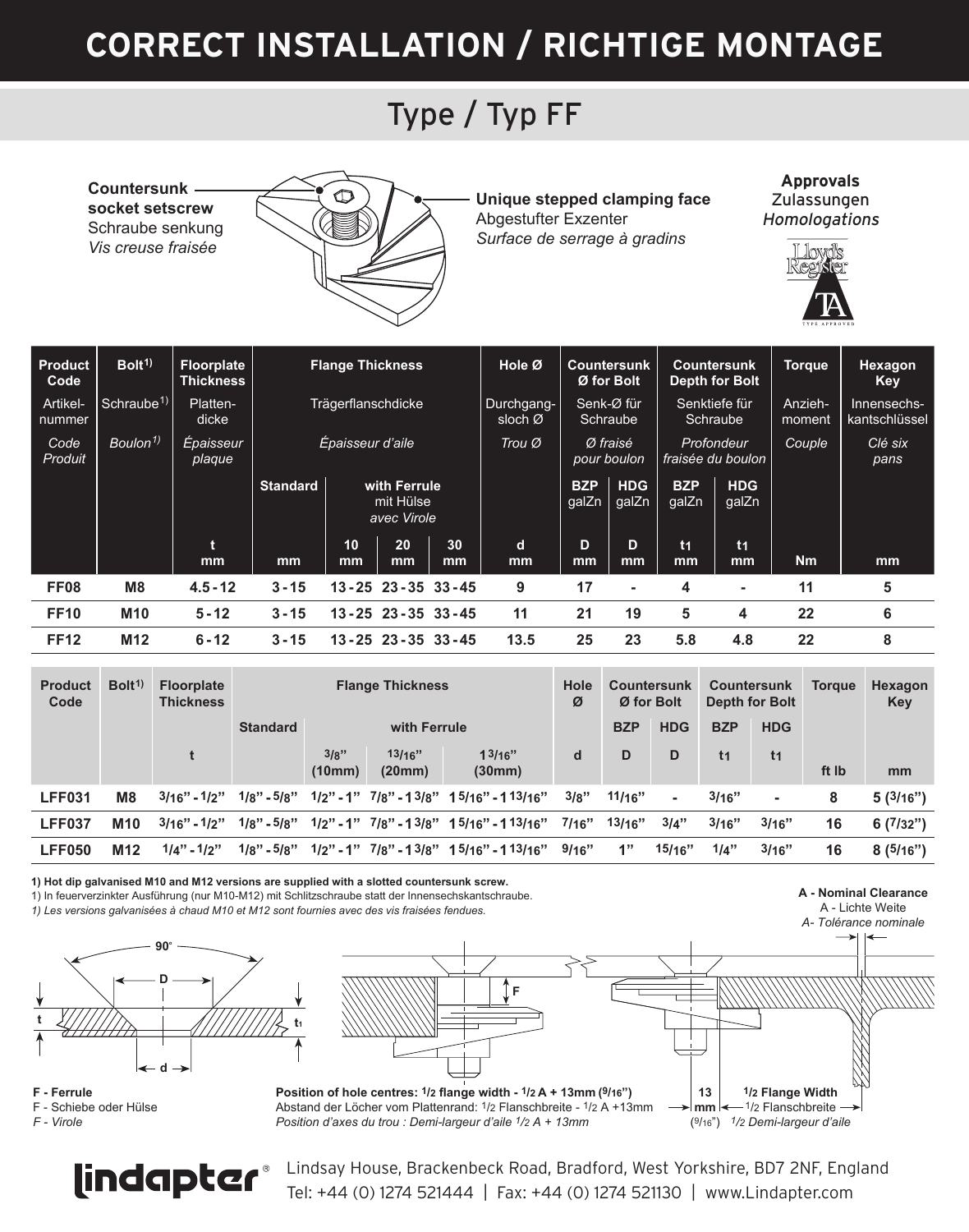# CORRECT INSTALLATION / RICHTIGE MONTAGE

## Type / Typ FF

**Countersunk socket setscrew**
Schraube senkung
*Vis creuse fraisée*

**Unique stepped clamping face**
Abgestufter Exzenter
*Surface de serrage à gradins*

**Approvals**
Zulassungen
*Homologations*

Lloyd's Register TA TYPE APPROVED

| Product Code<br>Artikel-nummer<br>*Code Produit* | Bolt[1)]<br>Schraube[1)]<br>*Boulon[1)]* | Floorplate Thickness<br>Platten-dicke<br>*Épaisseur plaque* | Flange Thickness<br>Trägerflanschdicke<br>*Épaisseur d'aile* | | | | Hole Ø<br>Durchgang-sloch Ø<br>*Trou Ø* | Countersunk Ø for Bolt<br>Senk-Ø für Schraube<br>*Ø fraisé pour boulon* | | Countersunk Depth for Bolt<br>Senktiefe für Schraube<br>*Profondeur fraisée du boulon* | | Torque<br>Anzieh-moment<br>*Couple* | Hexagon Key<br>Innensechs-kantschlüssel<br>*Clé six pans* |
|---|---|---|---|---|---|---|---|---|---|---|---|---|---|
| | | | Standard | with Ferrule<br>mit Hülse<br>*avec Virole* | | | | BZP galZn | HDG galZn | BZP galZn | HDG galZn | | |
| | | t<br>mm | mm | 10<br>mm | 20<br>mm | 30<br>mm | d<br>mm | D<br>mm | D<br>mm | $t_1$<br>mm | $t_1$<br>mm | Nm | mm |
| **FF08** | **M8** | **4.5 - 12** | **3 - 15** | **13 - 25** | **23 - 35** | **33 - 45** | **9** | **17** | **-** | **4** | **-** | **11** | **5** |
| **FF10** | **M10** | **5 - 12** | **3 - 15** | **13 - 25** | **23 - 35** | **33 - 45** | **11** | **21** | **19** | **5** | **4** | **22** | **6** |
| **FF12** | **M12** | **6 - 12** | **3 - 15** | **13 - 25** | **23 - 35** | **33 - 45** | **13.5** | **25** | **23** | **5.8** | **4.8** | **22** | **8** |

| Product Code | Bolt[1)] | Floorplate Thickness | Flange Thickness | | | | Hole Ø | Countersunk Ø for Bolt | | Countersunk Depth for Bolt | | Torque | Hexagon Key |
|---|---|---|---|---|---|---|---|---|---|---|---|---|---|
| | | | Standard | with Ferrule | | | | BZP | HDG | BZP | HDG | | |
| | | t | | 3/8" (10mm) | 13/16" (20mm) | 1 3/16" (30mm) | d | D | D | $t_1$ | $t_1$ | ft lb | mm |
| **LFF031** | **M8** | **3/16" - 1/2"** | **1/8" - 5/8"** | **1/2" - 1"** | **7/8" - 1 3/8"** | **1 5/16" - 1 13/16"** | **3/8"** | **11/16"** | **-** | **3/16"** | **-** | **8** | **5 (3/16")** |
| **LFF037** | **M10** | **3/16" - 1/2"** | **1/8" - 5/8"** | **1/2" - 1"** | **7/8" - 1 3/8"** | **1 5/16" - 1 13/16"** | **7/16"** | **13/16"** | **3/4"** | **3/16"** | **3/16"** | **16** | **6 (7/32")** |
| **LFF050** | **M12** | **1/4" - 1/2"** | **1/8" - 5/8"** | **1/2" - 1"** | **7/8" - 1 3/8"** | **1 5/16" - 1 13/16"** | **9/16"** | **1"** | **15/16"** | **1/4"** | **3/16"** | **16** | **8 (5/16")** |

**1) Hot dip galvanised M10 and M12 versions are supplied with a slotted countersunk screw.**
1) In feuerverzinkter Ausführung (nur M10-M12) mit Schlitzschraube statt der Innensechskantschraube.
*1) Les versions galvanisées à chaud M10 et M12 sont fournies avec des vis fraisées fendues.*

**A - Nominal Clearance**
A - Lichte Weite
*A- Tolérance nominale*

90°
D
t
$t_1$
d
F

**F - Ferrule**
F - Schiebe oder Hülse
*F - Virole*

**Position of hole centres: 1/2 flange width - 1/2 A + 13mm (9/16")**
Abstand der Löcher vom Plattenrand: 1/2 Flanschbreite - 1/2 A +13mm
*Position d'axes du trou : Demi-largeur d'aile 1/2 A + 13mm*

**13 mm** (9/16")

**1/2 Flange Width**
1/2 Flanschbreite
*1/2 Demi-largeur d'aile*

lindapter®

Lindsay House, Brackenbeck Road, Bradford, West Yorkshire, BD7 2NF, England
Tel: +44 (0) 1274 521444 | Fax: +44 (0) 1274 521130 | www.Lindapter.com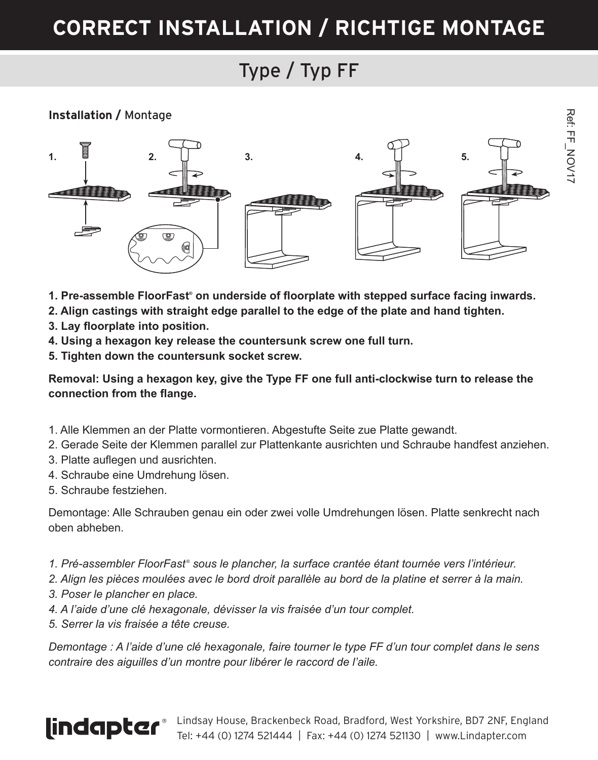# CORRECT INSTALLATION / RICHTIGE MONTAGE

## Type / Typ FF

Ref: FF_NOV17

**Installation /** Montage

1.

2.

3.

4.

5.

**1. Pre-assemble FloorFast® on underside of floorplate with stepped surface facing inwards.**
**2. Align castings with straight edge parallel to the edge of the plate and hand tighten.**
**3. Lay floorplate into position.**
**4. Using a hexagon key release the countersunk screw one full turn.**
**5. Tighten down the countersunk socket screw.**

**Removal: Using a hexagon key, give the Type FF one full anti-clockwise turn to release the connection from the flange.**

1. Alle Klemmen an der Platte vormontieren. Abgestufte Seite zue Platte gewandt.
2. Gerade Seite der Klemmen parallel zur Plattenkante ausrichten und Schraube handfest anziehen.
3. Platte auflegen und ausrichten.
4. Schraube eine Umdrehung lösen.
5. Schraube festziehen.

Demontage: Alle Schrauben genau ein oder zwei volle Umdrehungen lösen. Platte senkrecht nach oben abheben.

*1. Pré-assembler FloorFast® sous le plancher, la surface crantée étant tournée vers l'intérieur.*
*2. Align les pièces moulées avec le bord droit parallèle au bord de la platine et serrer à la main.*
*3. Poser le plancher en place.*
*4. A l'aide d'une clé hexagonale, dévisser la vis fraisée d'un tour complet.*
*5. Serrer la vis fraisée a tête creuse.*

*Demontage : A l'aide d'une clé hexagonale, faire tourner le type FF d'un tour complet dans le sens contraire des aiguilles d'un montre pour libérer le raccord de l'aile.*

lindapter®

Lindsay House, Brackenbeck Road, Bradford, West Yorkshire, BD7 2NF, England
Tel: +44 (0) 1274 521444 | Fax: +44 (0) 1274 521130 | www.Lindapter.com